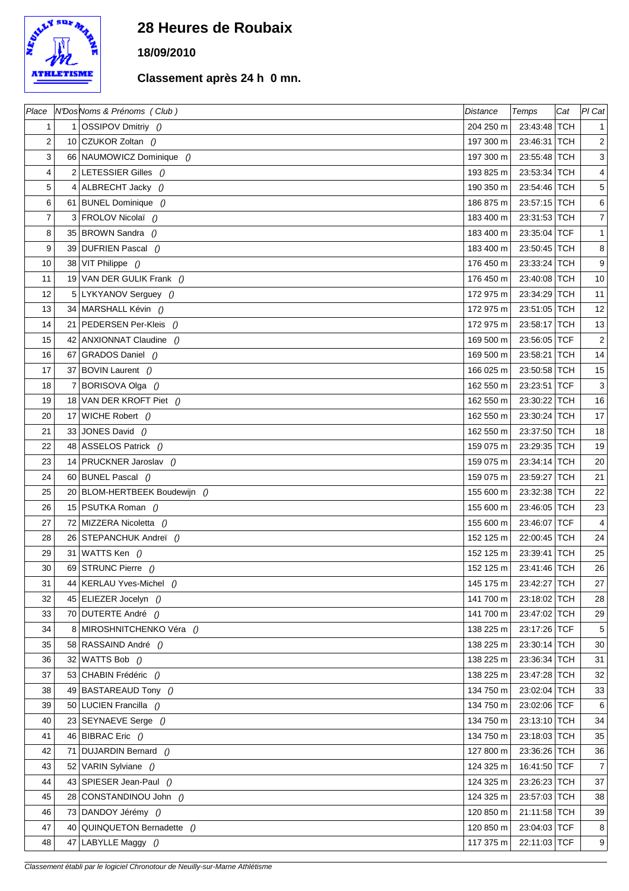# 28 Heures de Roubaix

**18/09/2010**

**Classement après 24 h 0 mn.**

| Place | N°Dos | Noms & Prénoms ( Club ) | Distance | Temps | Cat | Pl Cat |
|---|---|---|---|---|---|---|
| 1 | 1 | OSSIPOV Dmitriy () | 204 250 m | 23:43:48 | TCH | 1 |
| 2 | 10 | CZUKOR Zoltan () | 197 300 m | 23:46:31 | TCH | 2 |
| 3 | 66 | NAUMOWICZ Dominique () | 197 300 m | 23:55:48 | TCH | 3 |
| 4 | 2 | LETESSIER Gilles () | 193 825 m | 23:53:34 | TCH | 4 |
| 5 | 4 | ALBRECHT Jacky () | 190 350 m | 23:54:46 | TCH | 5 |
| 6 | 61 | BUNEL Dominique () | 186 875 m | 23:57:15 | TCH | 6 |
| 7 | 3 | FROLOV Nicolaï () | 183 400 m | 23:31:53 | TCH | 7 |
| 8 | 35 | BROWN Sandra () | 183 400 m | 23:35:04 | TCF | 1 |
| 9 | 39 | DUFRIEN Pascal () | 183 400 m | 23:50:45 | TCH | 8 |
| 10 | 38 | VIT Philippe () | 176 450 m | 23:33:24 | TCH | 9 |
| 11 | 19 | VAN DER GULIK Frank () | 176 450 m | 23:40:08 | TCH | 10 |
| 12 | 5 | LYKYANOV Serguey () | 172 975 m | 23:34:29 | TCH | 11 |
| 13 | 34 | MARSHALL Kévin () | 172 975 m | 23:51:05 | TCH | 12 |
| 14 | 21 | PEDERSEN Per-Kleis () | 172 975 m | 23:58:17 | TCH | 13 |
| 15 | 42 | ANXIONNAT Claudine () | 169 500 m | 23:56:05 | TCF | 2 |
| 16 | 67 | GRADOS Daniel () | 169 500 m | 23:58:21 | TCH | 14 |
| 17 | 37 | BOVIN Laurent () | 166 025 m | 23:50:58 | TCH | 15 |
| 18 | 7 | BORISOVA Olga () | 162 550 m | 23:23:51 | TCF | 3 |
| 19 | 18 | VAN DER KROFT Piet () | 162 550 m | 23:30:22 | TCH | 16 |
| 20 | 17 | WICHE Robert () | 162 550 m | 23:30:24 | TCH | 17 |
| 21 | 33 | JONES David () | 162 550 m | 23:37:50 | TCH | 18 |
| 22 | 48 | ASSELOS Patrick () | 159 075 m | 23:29:35 | TCH | 19 |
| 23 | 14 | PRUCKNER Jaroslav () | 159 075 m | 23:34:14 | TCH | 20 |
| 24 | 60 | BUNEL Pascal () | 159 075 m | 23:59:27 | TCH | 21 |
| 25 | 20 | BLOM-HERTBEEK Boudewijn () | 155 600 m | 23:32:38 | TCH | 22 |
| 26 | 15 | PSUTKA Roman () | 155 600 m | 23:46:05 | TCH | 23 |
| 27 | 72 | MIZZERA Nicoletta () | 155 600 m | 23:46:07 | TCF | 4 |
| 28 | 26 | STEPANCHUK Andreï () | 152 125 m | 22:00:45 | TCH | 24 |
| 29 | 31 | WATTS Ken () | 152 125 m | 23:39:41 | TCH | 25 |
| 30 | 69 | STRUNC Pierre () | 152 125 m | 23:41:46 | TCH | 26 |
| 31 | 44 | KERLAU Yves-Michel () | 145 175 m | 23:42:27 | TCH | 27 |
| 32 | 45 | ELIEZER Jocelyn () | 141 700 m | 23:18:02 | TCH | 28 |
| 33 | 70 | DUTERTE André () | 141 700 m | 23:47:02 | TCH | 29 |
| 34 | 8 | MIROSHNITCHENKO Véra () | 138 225 m | 23:17:26 | TCF | 5 |
| 35 | 58 | RASSAIND André () | 138 225 m | 23:30:14 | TCH | 30 |
| 36 | 32 | WATTS Bob () | 138 225 m | 23:36:34 | TCH | 31 |
| 37 | 53 | CHABIN Frédéric () | 138 225 m | 23:47:28 | TCH | 32 |
| 38 | 49 | BASTAREAUD Tony () | 134 750 m | 23:02:04 | TCH | 33 |
| 39 | 50 | LUCIEN Francilla () | 134 750 m | 23:02:06 | TCF | 6 |
| 40 | 23 | SEYNAEVE Serge () | 134 750 m | 23:13:10 | TCH | 34 |
| 41 | 46 | BIBRAC Eric () | 134 750 m | 23:18:03 | TCH | 35 |
| 42 | 71 | DUJARDIN Bernard () | 127 800 m | 23:36:26 | TCH | 36 |
| 43 | 52 | VARIN Sylviane () | 124 325 m | 16:41:50 | TCF | 7 |
| 44 | 43 | SPIESER Jean-Paul () | 124 325 m | 23:26:23 | TCH | 37 |
| 45 | 28 | CONSTANDINOU John () | 124 325 m | 23:57:03 | TCH | 38 |
| 46 | 73 | DANDOY Jérémy () | 120 850 m | 21:11:58 | TCH | 39 |
| 47 | 40 | QUINQUETON Bernadette () | 120 850 m | 23:04:03 | TCF | 8 |
| 48 | 47 | LABYLLE Maggy () | 117 375 m | 22:11:03 | TCF | 9 |

*Classement établi par le logiciel Chronotour de Neuilly-sur-Marne Athlétisme*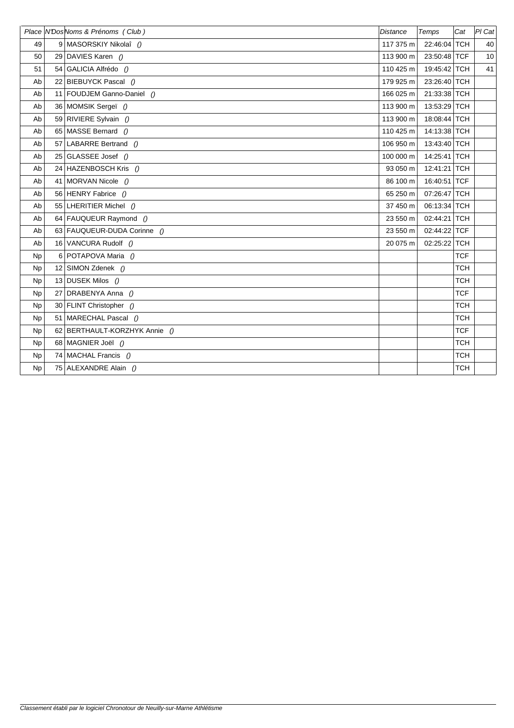| *Place* | *N°Dos* | *Noms & Prénoms ( Club )* | *Distance* | *Temps* | *Cat* | *Pl Cat* |
|---|---|---|---|---|---|---|
| 49 | 9 | MASORSKIY Nikolaî *()* | 117 375 m | 22:46:04 | TCH | 40 |
| 50 | 29 | DAVIES Karen *()* | 113 900 m | 23:50:48 | TCF | 10 |
| 51 | 54 | GALICIA Alfrédo *()* | 110 425 m | 19:45:42 | TCH | 41 |
| Ab | 22 | BIEBUYCK Pascal *()* | 179 925 m | 23:26:40 | TCH | |
| Ab | 11 | FOUDJEM Ganno-Daniel *()* | 166 025 m | 21:33:38 | TCH | |
| Ab | 36 | MOMSIK Sergeï *()* | 113 900 m | 13:53:29 | TCH | |
| Ab | 59 | RIVIERE Sylvain *()* | 113 900 m | 18:08:44 | TCH | |
| Ab | 65 | MASSE Bernard *()* | 110 425 m | 14:13:38 | TCH | |
| Ab | 57 | LABARRE Bertrand *()* | 106 950 m | 13:43:40 | TCH | |
| Ab | 25 | GLASSEE Josef *()* | 100 000 m | 14:25:41 | TCH | |
| Ab | 24 | HAZENBOSCH Kris *()* | 93 050 m | 12:41:21 | TCH | |
| Ab | 41 | MORVAN Nicole *()* | 86 100 m | 16:40:51 | TCF | |
| Ab | 56 | HENRY Fabrice *()* | 65 250 m | 07:26:47 | TCH | |
| Ab | 55 | LHERITIER Michel *()* | 37 450 m | 06:13:34 | TCH | |
| Ab | 64 | FAUQUEUR Raymond *()* | 23 550 m | 02:44:21 | TCH | |
| Ab | 63 | FAUQUEUR-DUDA Corinne *()* | 23 550 m | 02:44:22 | TCF | |
| Ab | 16 | VANCURA Rudolf *()* | 20 075 m | 02:25:22 | TCH | |
| Np | 6 | POTAPOVA Maria *()* | | | TCF | |
| Np | 12 | SIMON Zdenek *()* | | | TCH | |
| Np | 13 | DUSEK Milos *()* | | | TCH | |
| Np | 27 | DRABENYA Anna *()* | | | TCF | |
| Np | 30 | FLINT Christopher *()* | | | TCH | |
| Np | 51 | MARECHAL Pascal *()* | | | TCH | |
| Np | 62 | BERTHAULT-KORZHYK Annie *()* | | | TCF | |
| Np | 68 | MAGNIER Joël *()* | | | TCH | |
| Np | 74 | MACHAL Francis *()* | | | TCH | |
| Np | 75 | ALEXANDRE Alain *()* | | | TCH | |

*Classement établi par le logiciel Chronotour de Neuilly-sur-Marne Athlétisme*